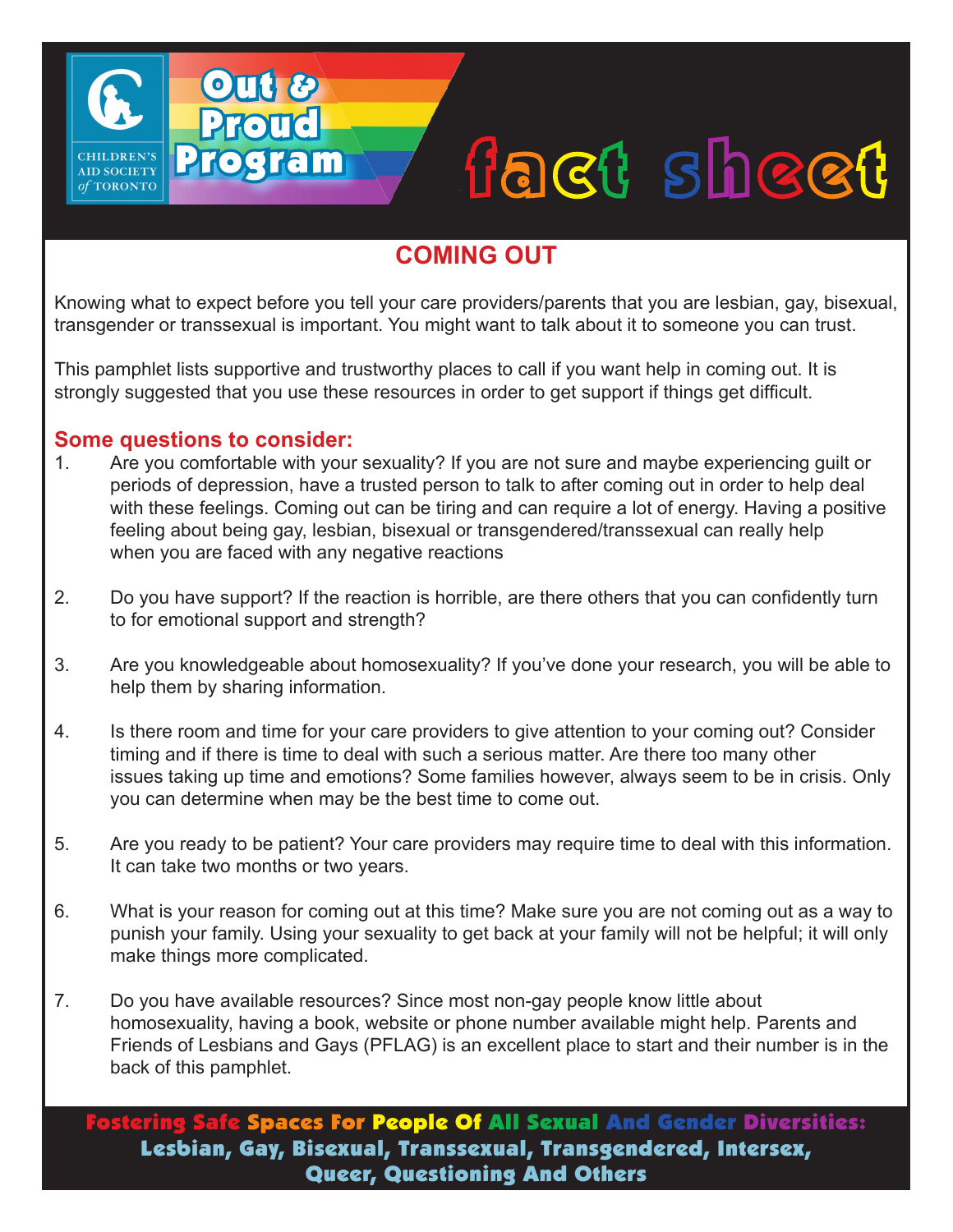CHILDREN'S AID SOCIETY *of* TORONTO

**Out & Proud Program**

# fact sheet

## COMING OUT

Knowing what to expect before you tell your care providers/parents that you are lesbian, gay, bisexual, transgender or transsexual is important. You might want to talk about it to someone you can trust.

This pamphlet lists supportive and trustworthy places to call if you want help in coming out. It is strongly suggested that you use these resources in order to get support if things get difficult.

### Some questions to consider:

1. Are you comfortable with your sexuality? If you are not sure and maybe experiencing guilt or periods of depression, have a trusted person to talk to after coming out in order to help deal with these feelings. Coming out can be tiring and can require a lot of energy. Having a positive feeling about being gay, lesbian, bisexual or transgendered/transsexual can really help when you are faced with any negative reactions

2. Do you have support? If the reaction is horrible, are there others that you can confidently turn to for emotional support and strength?

3. Are you knowledgeable about homosexuality? If you've done your research, you will be able to help them by sharing information.

4. Is there room and time for your care providers to give attention to your coming out? Consider timing and if there is time to deal with such a serious matter. Are there too many other issues taking up time and emotions? Some families however, always seem to be in crisis. Only you can determine when may be the best time to come out.

5. Are you ready to be patient? Your care providers may require time to deal with this information. It can take two months or two years.

6. What is your reason for coming out at this time? Make sure you are not coming out as a way to punish your family. Using your sexuality to get back at your family will not be helpful; it will only make things more complicated.

7. Do you have available resources? Since most non-gay people know little about homosexuality, having a book, website or phone number available might help. Parents and Friends of Lesbians and Gays (PFLAG) is an excellent place to start and their number is in the back of this pamphlet.

**Fostering Safe Spaces For People Of All Sexual And Gender Diversities: Lesbian, Gay, Bisexual, Transsexual, Transgendered, Intersex, Queer, Questioning And Others**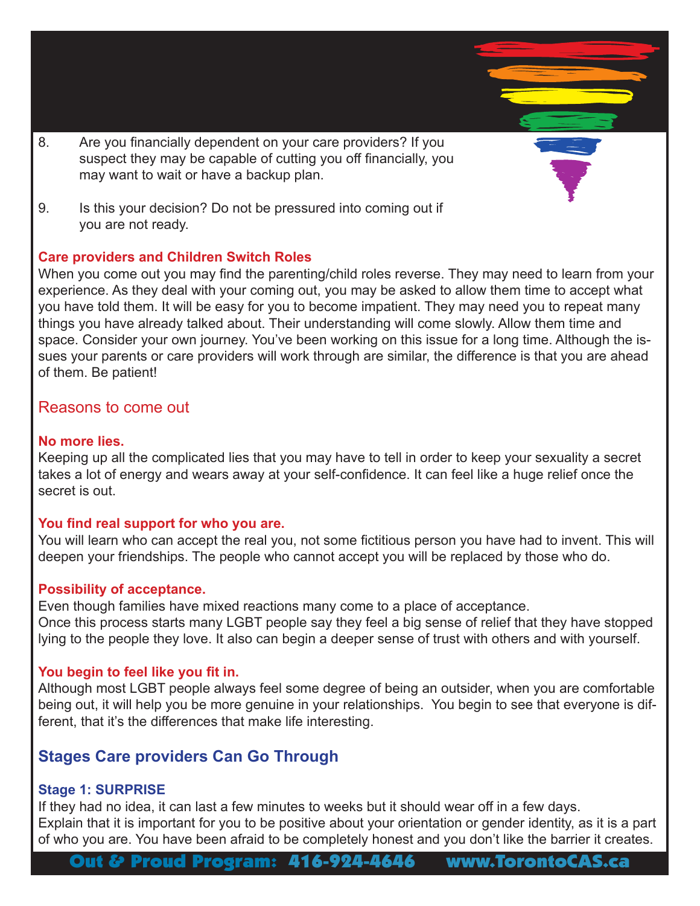8. Are you financially dependent on your care providers? If you suspect they may be capable of cutting you off financially, you may want to wait or have a backup plan.

9. Is this your decision? Do not be pressured into coming out if you are not ready.

**Care providers and Children Switch Roles**

When you come out you may find the parenting/child roles reverse. They may need to learn from your experience. As they deal with your coming out, you may be asked to allow them time to accept what you have told them. It will be easy for you to become impatient. They may need you to repeat many things you have already talked about. Their understanding will come slowly. Allow them time and space. Consider your own journey. You've been working on this issue for a long time. Although the issues your parents or care providers will work through are similar, the difference is that you are ahead of them. Be patient!

## Reasons to come out

**No more lies.**

Keeping up all the complicated lies that you may have to tell in order to keep your sexuality a secret takes a lot of energy and wears away at your self-confidence. It can feel like a huge relief once the secret is out.

**You find real support for who you are.**

You will learn who can accept the real you, not some fictitious person you have had to invent. This will deepen your friendships. The people who cannot accept you will be replaced by those who do.

**Possibility of acceptance.**

Even though families have mixed reactions many come to a place of acceptance.
Once this process starts many LGBT people say they feel a big sense of relief that they have stopped lying to the people they love. It also can begin a deeper sense of trust with others and with yourself.

**You begin to feel like you fit in.**

Although most LGBT people always feel some degree of being an outsider, when you are comfortable being out, it will help you be more genuine in your relationships. You begin to see that everyone is different, that it's the differences that make life interesting.

## Stages Care providers Can Go Through

**Stage 1: SURPRISE**

If they had no idea, it can last a few minutes to weeks but it should wear off in a few days.
Explain that it is important for you to be positive about your orientation or gender identity, as it is a part of who you are. You have been afraid to be completely honest and you don't like the barrier it creates.

**Out & Proud Program: 416-924-4646 www.TorontoCAS.ca**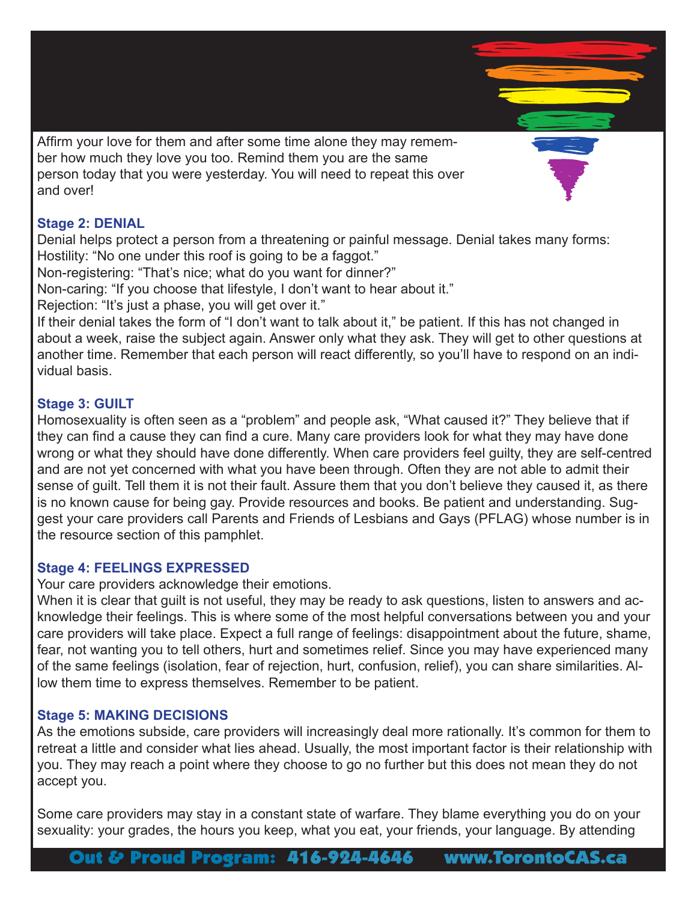Affirm your love for them and after some time alone they may remember how much they love you too. Remind them you are the same person today that you were yesterday. You will need to repeat this over and over!

### Stage 2: DENIAL

Denial helps protect a person from a threatening or painful message. Denial takes many forms:
Hostility: "No one under this roof is going to be a faggot."
Non-registering: "That's nice; what do you want for dinner?"
Non-caring: "If you choose that lifestyle, I don't want to hear about it."
Rejection: "It's just a phase, you will get over it."
If their denial takes the form of "I don't want to talk about it," be patient. If this has not changed in about a week, raise the subject again. Answer only what they ask. They will get to other questions at another time. Remember that each person will react differently, so you'll have to respond on an individual basis.

### Stage 3: GUILT

Homosexuality is often seen as a "problem" and people ask, "What caused it?" They believe that if they can find a cause they can find a cure. Many care providers look for what they may have done wrong or what they should have done differently. When care providers feel guilty, they are self-centred and are not yet concerned with what you have been through. Often they are not able to admit their sense of guilt. Tell them it is not their fault. Assure them that you don't believe they caused it, as there is no known cause for being gay. Provide resources and books. Be patient and understanding. Suggest your care providers call Parents and Friends of Lesbians and Gays (PFLAG) whose number is in the resource section of this pamphlet.

### Stage 4: FEELINGS EXPRESSED

Your care providers acknowledge their emotions.
When it is clear that guilt is not useful, they may be ready to ask questions, listen to answers and acknowledge their feelings. This is where some of the most helpful conversations between you and your care providers will take place. Expect a full range of feelings: disappointment about the future, shame, fear, not wanting you to tell others, hurt and sometimes relief. Since you may have experienced many of the same feelings (isolation, fear of rejection, hurt, confusion, relief), you can share similarities. Allow them time to express themselves. Remember to be patient.

### Stage 5: MAKING DECISIONS

As the emotions subside, care providers will increasingly deal more rationally. It's common for them to retreat a little and consider what lies ahead. Usually, the most important factor is their relationship with you. They may reach a point where they choose to go no further but this does not mean they do not accept you.

Some care providers may stay in a constant state of warfare. They blame everything you do on your sexuality: your grades, the hours you keep, what you eat, your friends, your language. By attending

**Out & Proud Program: 416-924-4646 www.TorontoCAS.ca**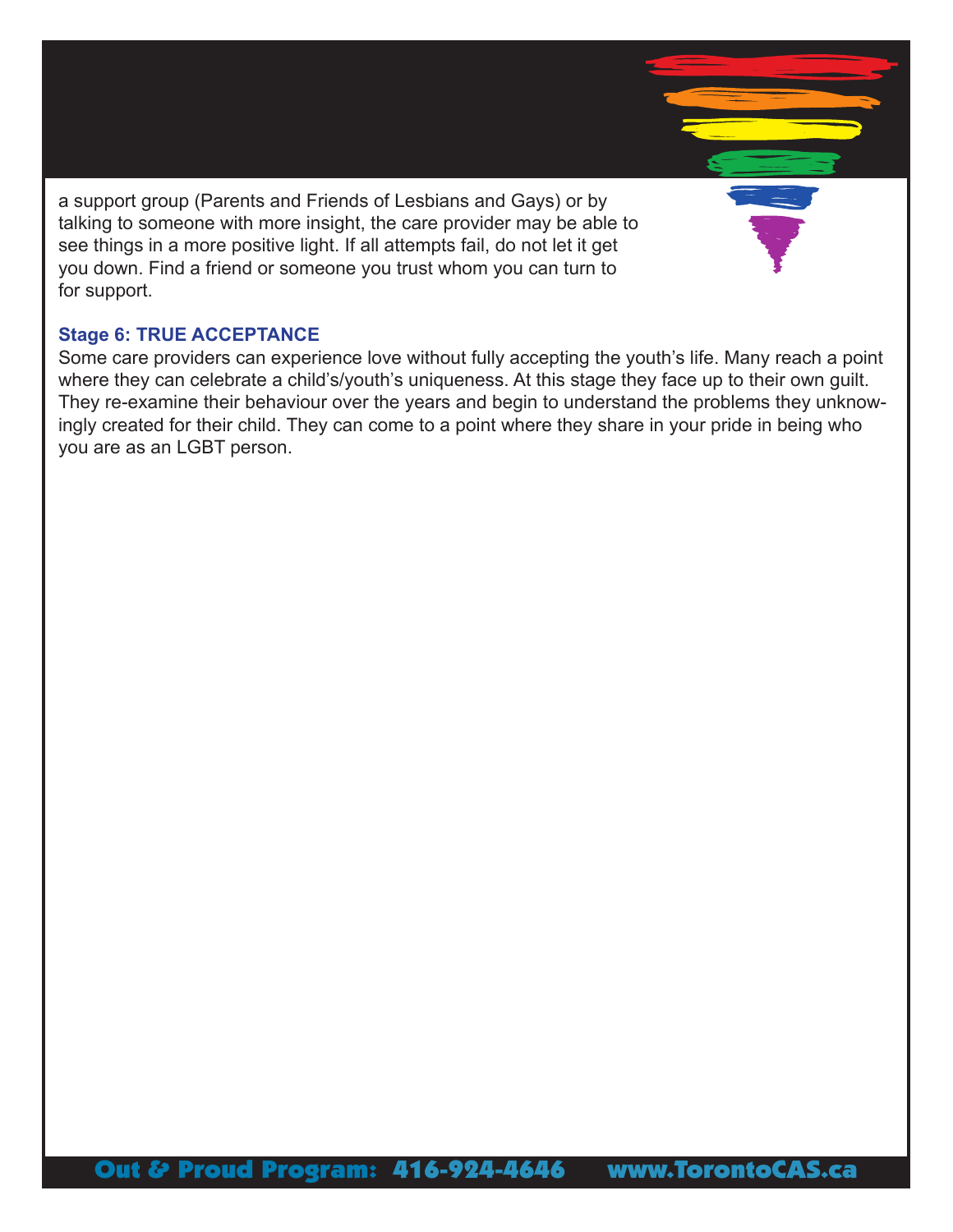a support group (Parents and Friends of Lesbians and Gays) or by talking to someone with more insight, the care provider may be able to see things in a more positive light. If all attempts fail, do not let it get you down. Find a friend or someone you trust whom you can turn to for support.

### Stage 6: TRUE ACCEPTANCE

Some care providers can experience love without fully accepting the youth's life. Many reach a point where they can celebrate a child's/youth's uniqueness. At this stage they face up to their own guilt. They re-examine their behaviour over the years and begin to understand the problems they unknowingly created for their child. They can come to a point where they share in your pride in being who you are as an LGBT person.